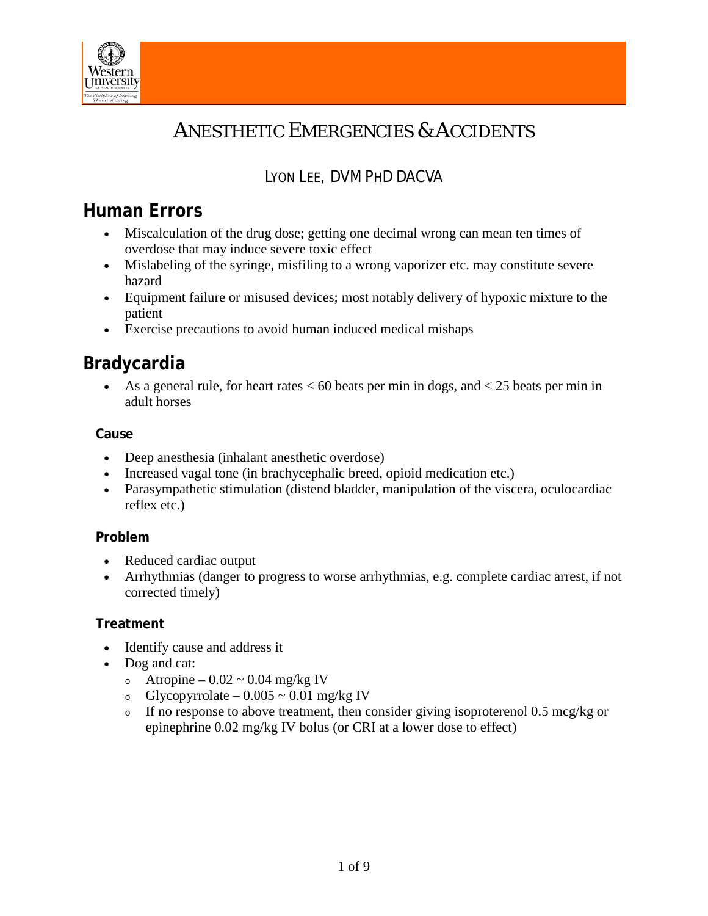# Anesthetic Emergencies & Accidents

### Lyon Lee, DVM PhD DACVA

## Human Errors

- Miscalculation of the drug dose; getting one decimal wrong can mean ten times of overdose that may induce severe toxic effect
- Mislabeling of the syringe, misfiling to a wrong vaporizer etc. may constitute severe hazard
- Equipment failure or misused devices; most notably delivery of hypoxic mixture to the patient
- Exercise precautions to avoid human induced medical mishaps

## Bradycardia

- As a general rule, for heart rates < 60 beats per min in dogs, and < 25 beats per min in adult horses

### Cause

- Deep anesthesia (inhalant anesthetic overdose)
- Increased vagal tone (in brachycephalic breed, opioid medication etc.)
- Parasympathetic stimulation (distend bladder, manipulation of the viscera, oculocardiac reflex etc.)

### Problem

- Reduced cardiac output
- Arrhythmias (danger to progress to worse arrhythmias, e.g. complete cardiac arrest, if not corrected timely)

### Treatment

- Identify cause and address it
- Dog and cat:
  - Atropine – 0.02 ~ 0.04 mg/kg IV
  - Glycopyrrolate – 0.005 ~ 0.01 mg/kg IV
  - If no response to above treatment, then consider giving isoproterenol 0.5 mcg/kg or epinephrine 0.02 mg/kg IV bolus (or CRI at a lower dose to effect)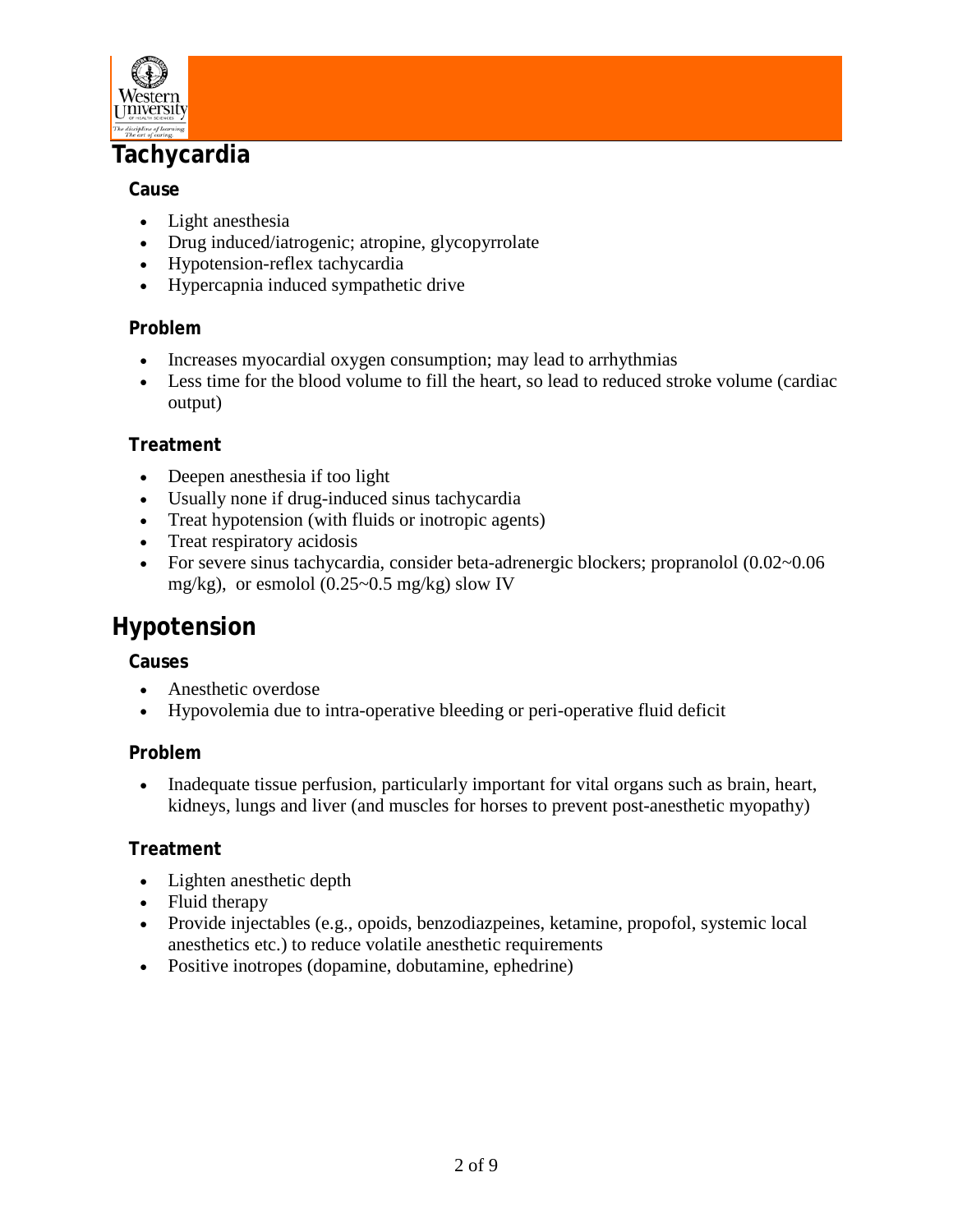# Tachycardia

## Cause

- Light anesthesia
- Drug induced/iatrogenic; atropine, glycopyrrolate
- Hypotension-reflex tachycardia
- Hypercapnia induced sympathetic drive

## Problem

- Increases myocardial oxygen consumption; may lead to arrhythmias
- Less time for the blood volume to fill the heart, so lead to reduced stroke volume (cardiac output)

## Treatment

- Deepen anesthesia if too light
- Usually none if drug-induced sinus tachycardia
- Treat hypotension (with fluids or inotropic agents)
- Treat respiratory acidosis
- For severe sinus tachycardia, consider beta-adrenergic blockers; propranolol (0.02~0.06 mg/kg), or esmolol (0.25~0.5 mg/kg) slow IV

# Hypotension

## Causes

- Anesthetic overdose
- Hypovolemia due to intra-operative bleeding or peri-operative fluid deficit

## Problem

- Inadequate tissue perfusion, particularly important for vital organs such as brain, heart, kidneys, lungs and liver (and muscles for horses to prevent post-anesthetic myopathy)

## Treatment

- Lighten anesthetic depth
- Fluid therapy
- Provide injectables (e.g., opoids, benzodiazpeines, ketamine, propofol, systemic local anesthetics etc.) to reduce volatile anesthetic requirements
- Positive inotropes (dopamine, dobutamine, ephedrine)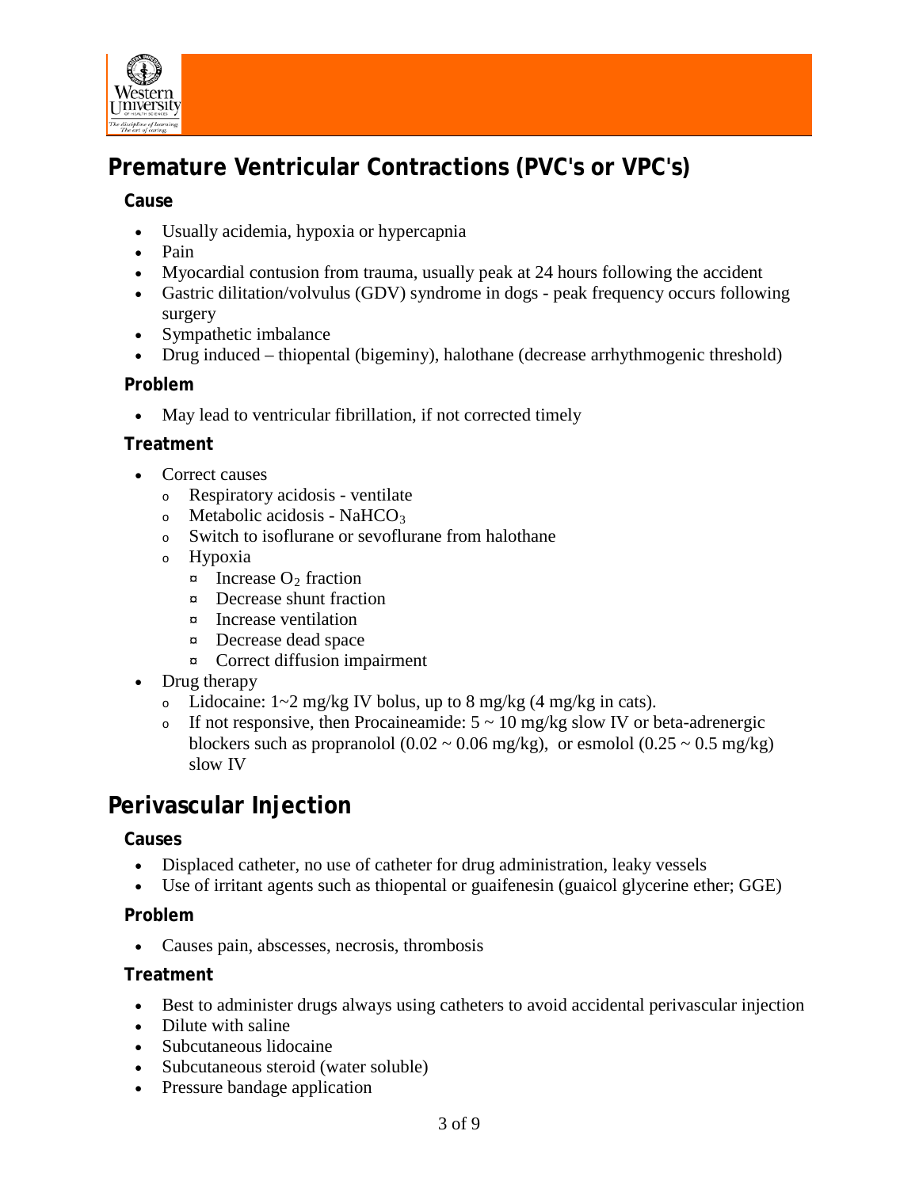## Premature Ventricular Contractions (PVC's or VPC's)

### Cause

- Usually acidemia, hypoxia or hypercapnia
- Pain
- Myocardial contusion from trauma, usually peak at 24 hours following the accident
- Gastric dilitation/volvulus (GDV) syndrome in dogs - peak frequency occurs following surgery
- Sympathetic imbalance
- Drug induced – thiopental (bigeminy), halothane (decrease arrhythmogenic threshold)

### Problem

- May lead to ventricular fibrillation, if not corrected timely

### Treatment

- Correct causes
  - Respiratory acidosis - ventilate
  - Metabolic acidosis - $NaHCO_3$
  - Switch to isoflurane or sevoflurane from halothane
  - Hypoxia
    - Increase $O_2$ fraction
    - Decrease shunt fraction
    - Increase ventilation
    - Decrease dead space
    - Correct diffusion impairment
- Drug therapy
  - Lidocaine: 1~2 mg/kg IV bolus, up to 8 mg/kg (4 mg/kg in cats).
  - If not responsive, then Procaineamide: 5 ~ 10 mg/kg slow IV or beta-adrenergic blockers such as propranolol (0.02 ~ 0.06 mg/kg), or esmolol (0.25 ~ 0.5 mg/kg) slow IV

## Perivascular Injection

### Causes

- Displaced catheter, no use of catheter for drug administration, leaky vessels
- Use of irritant agents such as thiopental or guaifenesin (guaicol glycerine ether; GGE)

### Problem

- Causes pain, abscesses, necrosis, thrombosis

### Treatment

- Best to administer drugs always using catheters to avoid accidental perivascular injection
- Dilute with saline
- Subcutaneous lidocaine
- Subcutaneous steroid (water soluble)
- Pressure bandage application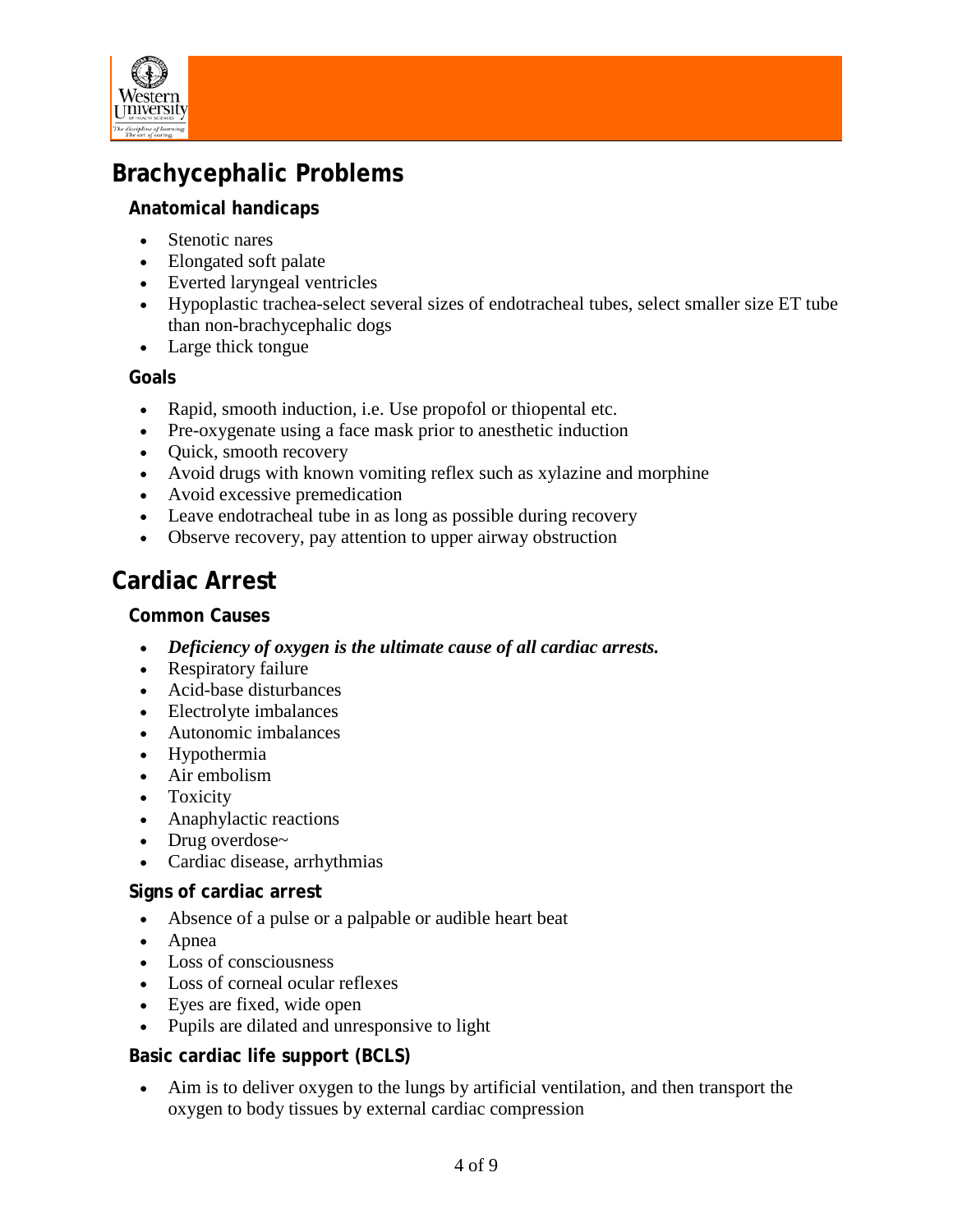## Brachycephalic Problems

### Anatomical handicaps

- Stenotic nares
- Elongated soft palate
- Everted laryngeal ventricles
- Hypoplastic trachea-select several sizes of endotracheal tubes, select smaller size ET tube than non-brachycephalic dogs
- Large thick tongue

### Goals

- Rapid, smooth induction, i.e. Use propofol or thiopental etc.
- Pre-oxygenate using a face mask prior to anesthetic induction
- Quick, smooth recovery
- Avoid drugs with known vomiting reflex such as xylazine and morphine
- Avoid excessive premedication
- Leave endotracheal tube in as long as possible during recovery
- Observe recovery, pay attention to upper airway obstruction

## Cardiac Arrest

### Common Causes

- ***Deficiency of oxygen is the ultimate cause of all cardiac arrests.***
- Respiratory failure
- Acid-base disturbances
- Electrolyte imbalances
- Autonomic imbalances
- Hypothermia
- Air embolism
- Toxicity
- Anaphylactic reactions
- Drug overdose~
- Cardiac disease, arrhythmias

### Signs of cardiac arrest

- Absence of a pulse or a palpable or audible heart beat
- Apnea
- Loss of consciousness
- Loss of corneal ocular reflexes
- Eyes are fixed, wide open
- Pupils are dilated and unresponsive to light

### Basic cardiac life support (BCLS)

- Aim is to deliver oxygen to the lungs by artificial ventilation, and then transport the oxygen to body tissues by external cardiac compression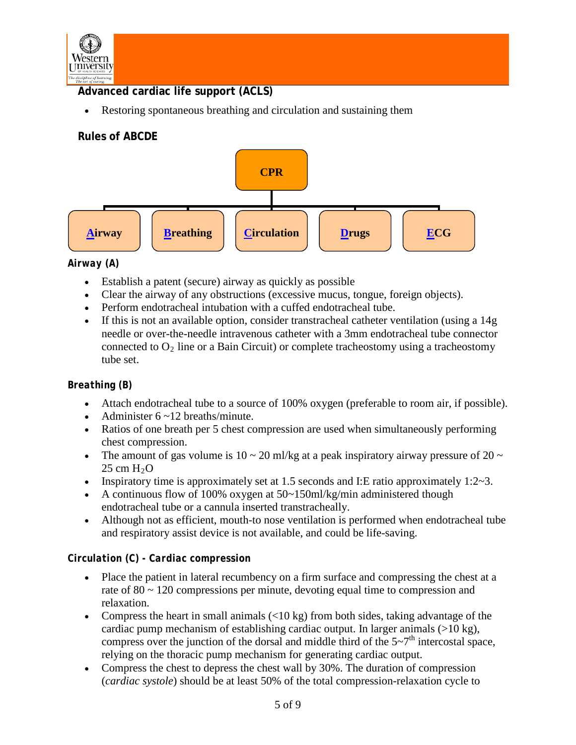## Advanced cardiac life support (ACLS)

- Restoring spontaneous breathing and circulation and sustaining them

## Rules of ABCDE

CPR

- **A**irway
- **B**reathing
- **C**irculation
- **D**rugs
- **E**CG

### Airway (A)

- Establish a patent (secure) airway as quickly as possible
- Clear the airway of any obstructions (excessive mucus, tongue, foreign objects).
- Perform endotracheal intubation with a cuffed endotracheal tube.
- If this is not an available option, consider transtracheal catheter ventilation (using a 14g needle or over-the-needle intravenous catheter with a 3mm endotracheal tube connector connected to $O_2$ line or a Bain Circuit) or complete tracheostomy using a tracheostomy tube set.

### Breathing (B)

- Attach endotracheal tube to a source of 100% oxygen (preferable to room air, if possible).
- Administer 6 ~12 breaths/minute.
- Ratios of one breath per 5 chest compression are used when simultaneously performing chest compression.
- The amount of gas volume is 10 ~ 20 ml/kg at a peak inspiratory airway pressure of 20 ~ 25 cm $H_2O$
- Inspiratory time is approximately set at 1.5 seconds and I:E ratio approximately 1:2~3.
- A continuous flow of 100% oxygen at 50~150ml/kg/min administered though endotracheal tube or a cannula inserted transtracheally.
- Although not as efficient, mouth-to nose ventilation is performed when endotracheal tube and respiratory assist device is not available, and could be life-saving.

### Circulation (C) - Cardiac compression

- Place the patient in lateral recumbency on a firm surface and compressing the chest at a rate of 80 ~ 120 compressions per minute, devoting equal time to compression and relaxation.
- Compress the heart in small animals (<10 kg) from both sides, taking advantage of the cardiac pump mechanism of establishing cardiac output. In larger animals (>10 kg), compress over the junction of the dorsal and middle third of the $5\sim7^{th}$ intercostal space, relying on the thoracic pump mechanism for generating cardiac output.
- Compress the chest to depress the chest wall by 30%. The duration of compression (*cardiac systole*) should be at least 50% of the total compression-relaxation cycle to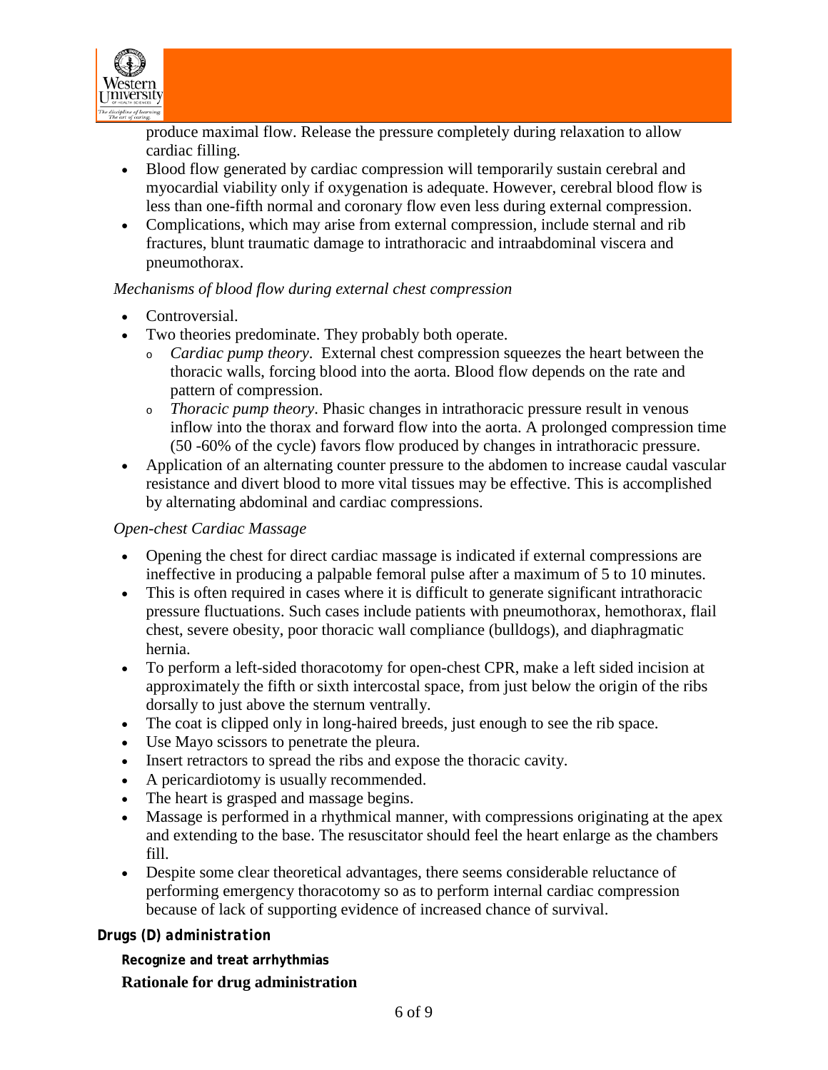produce maximal flow. Release the pressure completely during relaxation to allow cardiac filling.

- Blood flow generated by cardiac compression will temporarily sustain cerebral and myocardial viability only if oxygenation is adequate. However, cerebral blood flow is less than one-fifth normal and coronary flow even less during external compression.
- Complications, which may arise from external compression, include sternal and rib fractures, blunt traumatic damage to intrathoracic and intraabdominal viscera and pneumothorax.

*Mechanisms of blood flow during external chest compression*

- Controversial.
- Two theories predominate. They probably both operate.
  - *Cardiac pump theory*. External chest compression squeezes the heart between the thoracic walls, forcing blood into the aorta. Blood flow depends on the rate and pattern of compression.
  - *Thoracic pump theory*. Phasic changes in intrathoracic pressure result in venous inflow into the thorax and forward flow into the aorta. A prolonged compression time (50 -60% of the cycle) favors flow produced by changes in intrathoracic pressure.
- Application of an alternating counter pressure to the abdomen to increase caudal vascular resistance and divert blood to more vital tissues may be effective. This is accomplished by alternating abdominal and cardiac compressions.

*Open-chest Cardiac Massage*

- Opening the chest for direct cardiac massage is indicated if external compressions are ineffective in producing a palpable femoral pulse after a maximum of 5 to 10 minutes.
- This is often required in cases where it is difficult to generate significant intrathoracic pressure fluctuations. Such cases include patients with pneumothorax, hemothorax, flail chest, severe obesity, poor thoracic wall compliance (bulldogs), and diaphragmatic hernia.
- To perform a left-sided thoracotomy for open-chest CPR, make a left sided incision at approximately the fifth or sixth intercostal space, from just below the origin of the ribs dorsally to just above the sternum ventrally.
- The coat is clipped only in long-haired breeds, just enough to see the rib space.
- Use Mayo scissors to penetrate the pleura.
- Insert retractors to spread the ribs and expose the thoracic cavity.
- A pericardiotomy is usually recommended.
- The heart is grasped and massage begins.
- Massage is performed in a rhythmical manner, with compressions originating at the apex and extending to the base. The resuscitator should feel the heart enlarge as the chambers fill.
- Despite some clear theoretical advantages, there seems considerable reluctance of performing emergency thoracotomy so as to perform internal cardiac compression because of lack of supporting evidence of increased chance of survival.

**Drugs (D) *administration***

**Recognize and treat arrhythmias**

**Rationale for drug administration**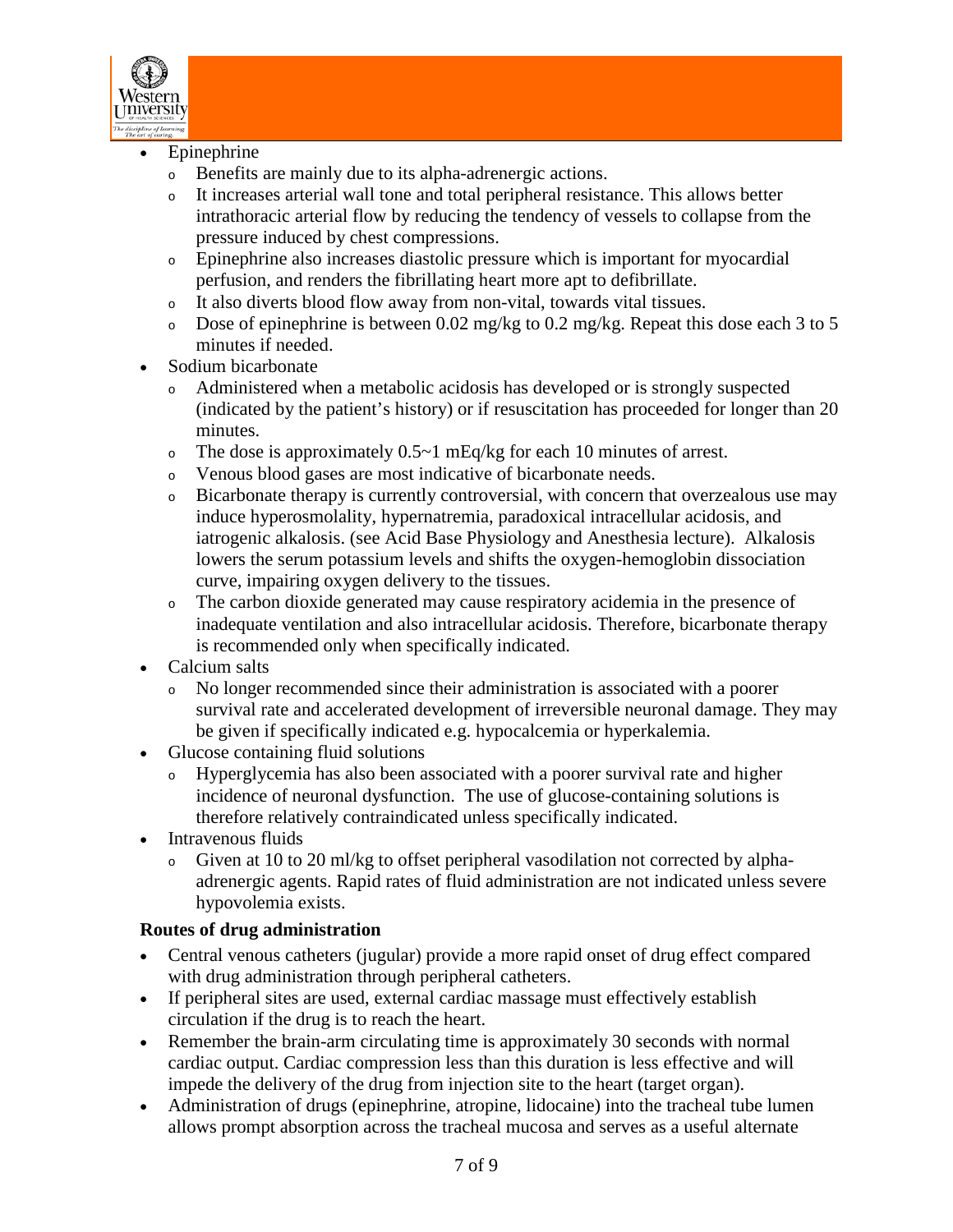- Epinephrine
  - Benefits are mainly due to its alpha-adrenergic actions.
  - It increases arterial wall tone and total peripheral resistance. This allows better intrathoracic arterial flow by reducing the tendency of vessels to collapse from the pressure induced by chest compressions.
  - Epinephrine also increases diastolic pressure which is important for myocardial perfusion, and renders the fibrillating heart more apt to defibrillate.
  - It also diverts blood flow away from non-vital, towards vital tissues.
  - Dose of epinephrine is between 0.02 mg/kg to 0.2 mg/kg. Repeat this dose each 3 to 5 minutes if needed.
- Sodium bicarbonate
  - Administered when a metabolic acidosis has developed or is strongly suspected (indicated by the patient's history) or if resuscitation has proceeded for longer than 20 minutes.
  - The dose is approximately 0.5~1 mEq/kg for each 10 minutes of arrest.
  - Venous blood gases are most indicative of bicarbonate needs.
  - Bicarbonate therapy is currently controversial, with concern that overzealous use may induce hyperosmolality, hypernatremia, paradoxical intracellular acidosis, and iatrogenic alkalosis. (see Acid Base Physiology and Anesthesia lecture). Alkalosis lowers the serum potassium levels and shifts the oxygen-hemoglobin dissociation curve, impairing oxygen delivery to the tissues.
  - The carbon dioxide generated may cause respiratory acidemia in the presence of inadequate ventilation and also intracellular acidosis. Therefore, bicarbonate therapy is recommended only when specifically indicated.
- Calcium salts
  - No longer recommended since their administration is associated with a poorer survival rate and accelerated development of irreversible neuronal damage. They may be given if specifically indicated e.g. hypocalcemia or hyperkalemia.
- Glucose containing fluid solutions
  - Hyperglycemia has also been associated with a poorer survival rate and higher incidence of neuronal dysfunction. The use of glucose-containing solutions is therefore relatively contraindicated unless specifically indicated.
- Intravenous fluids
  - Given at 10 to 20 ml/kg to offset peripheral vasodilation not corrected by alpha-adrenergic agents. Rapid rates of fluid administration are not indicated unless severe hypovolemia exists.

**Routes of drug administration**

- Central venous catheters (jugular) provide a more rapid onset of drug effect compared with drug administration through peripheral catheters.
- If peripheral sites are used, external cardiac massage must effectively establish circulation if the drug is to reach the heart.
- Remember the brain-arm circulating time is approximately 30 seconds with normal cardiac output. Cardiac compression less than this duration is less effective and will impede the delivery of the drug from injection site to the heart (target organ).
- Administration of drugs (epinephrine, atropine, lidocaine) into the tracheal tube lumen allows prompt absorption across the tracheal mucosa and serves as a useful alternate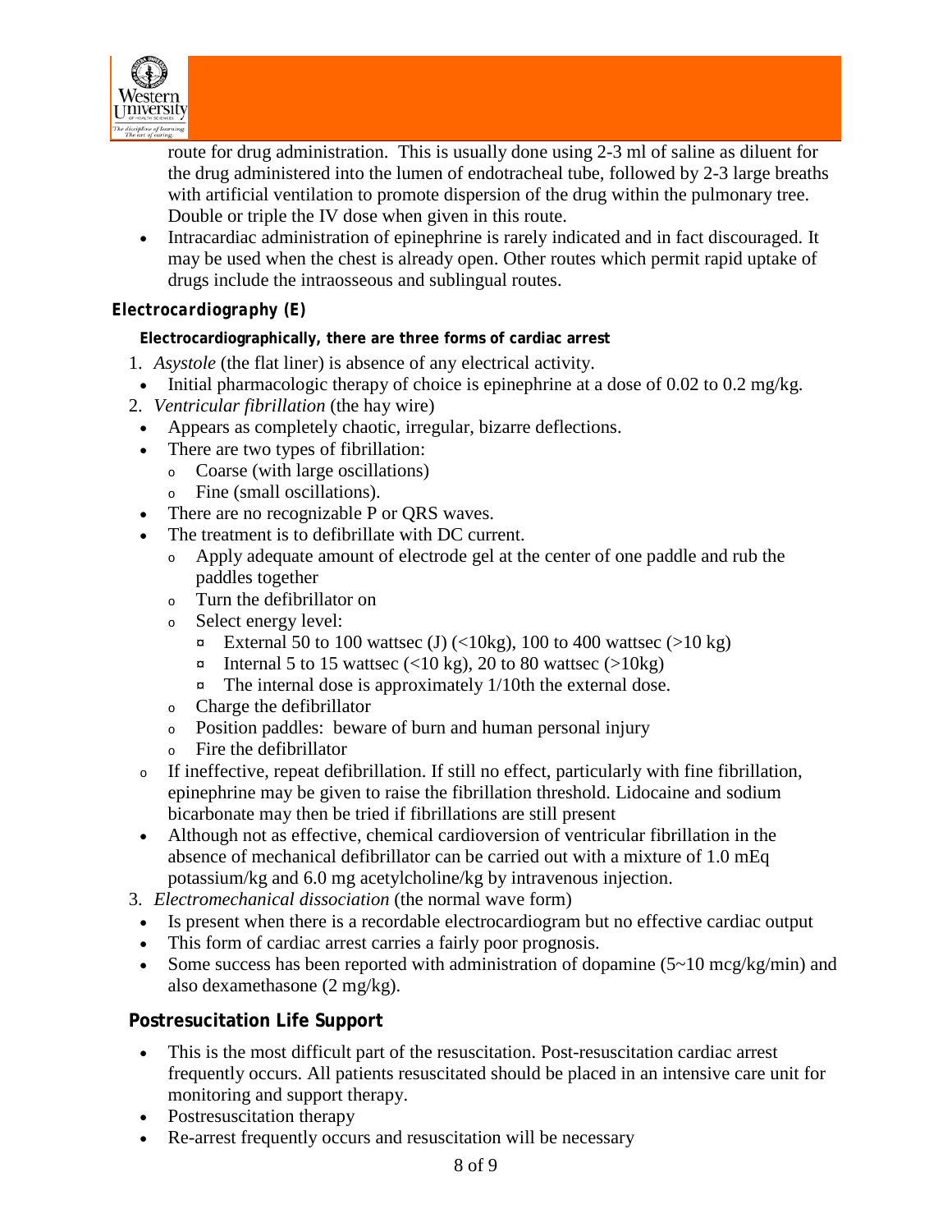route for drug administration. This is usually done using 2-3 ml of saline as diluent for the drug administered into the lumen of endotracheal tube, followed by 2-3 large breaths with artificial ventilation to promote dispersion of the drug within the pulmonary tree. Double or triple the IV dose when given in this route.

- Intracardiac administration of epinephrine is rarely indicated and in fact discouraged. It may be used when the chest is already open. Other routes which permit rapid uptake of drugs include the intraosseous and sublingual routes.

### *Electrocardiography (E)*

**Electrocardiographically, there are three forms of cardiac arrest**

1. *Asystole* (the flat liner) is absence of any electrical activity.
   - Initial pharmacologic therapy of choice is epinephrine at a dose of 0.02 to 0.2 mg/kg.
2. *Ventricular fibrillation* (the hay wire)
   - Appears as completely chaotic, irregular, bizarre deflections.
   - There are two types of fibrillation:
     - Coarse (with large oscillations)
     - Fine (small oscillations).
   - There are no recognizable P or QRS waves.
   - The treatment is to defibrillate with DC current.
     - Apply adequate amount of electrode gel at the center of one paddle and rub the paddles together
     - Turn the defibrillator on
     - Select energy level:
       - External 50 to 100 wattsec (J) (<10kg), 100 to 400 wattsec (>10 kg)
       - Internal 5 to 15 wattsec (<10 kg), 20 to 80 wattsec (>10kg)
       - The internal dose is approximately 1/10th the external dose.
     - Charge the defibrillator
     - Position paddles: beware of burn and human personal injury
     - Fire the defibrillator
   - If ineffective, repeat defibrillation. If still no effect, particularly with fine fibrillation, epinephrine may be given to raise the fibrillation threshold. Lidocaine and sodium bicarbonate may then be tried if fibrillations are still present
   - Although not as effective, chemical cardioversion of ventricular fibrillation in the absence of mechanical defibrillator can be carried out with a mixture of 1.0 mEq potassium/kg and 6.0 mg acetylcholine/kg by intravenous injection.
3. *Electromechanical dissociation* (the normal wave form)
   - Is present when there is a recordable electrocardiogram but no effective cardiac output
   - This form of cardiac arrest carries a fairly poor prognosis.
   - Some success has been reported with administration of dopamine (5~10 mcg/kg/min) and also dexamethasone (2 mg/kg).

### Postresucitation Life Support

- This is the most difficult part of the resuscitation. Post-resuscitation cardiac arrest frequently occurs. All patients resuscitated should be placed in an intensive care unit for monitoring and support therapy.
- Postresuscitation therapy
- Re-arrest frequently occurs and resuscitation will be necessary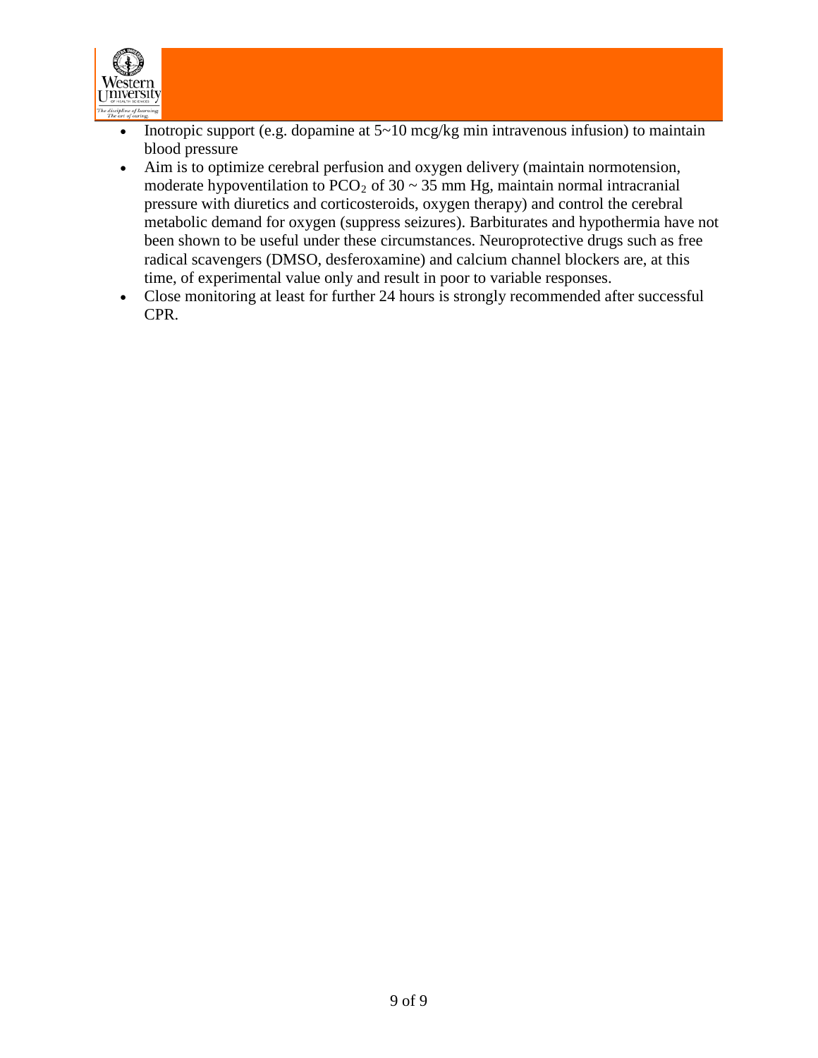- Inotropic support (e.g. dopamine at 5~10 mcg/kg min intravenous infusion) to maintain blood pressure
- Aim is to optimize cerebral perfusion and oxygen delivery (maintain normotension, moderate hypoventilation to $PCO_2$ of 30 ~ 35 mm Hg, maintain normal intracranial pressure with diuretics and corticosteroids, oxygen therapy) and control the cerebral metabolic demand for oxygen (suppress seizures). Barbiturates and hypothermia have not been shown to be useful under these circumstances. Neuroprotective drugs such as free radical scavengers (DMSO, desferoxamine) and calcium channel blockers are, at this time, of experimental value only and result in poor to variable responses.
- Close monitoring at least for further 24 hours is strongly recommended after successful CPR.